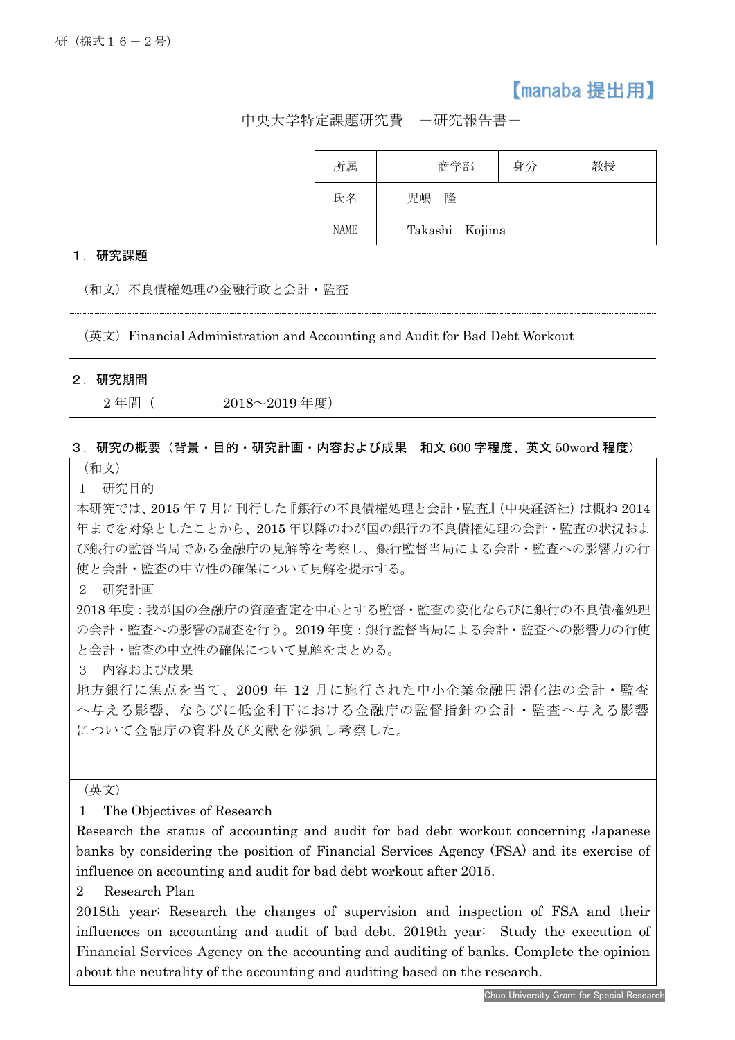研（様式１６－２号）

【manaba 提出用】

中央大学特定課題研究費　－研究報告書－

| 所属 | 商学部 | 身分 | 教授 |
|---|---|---|---|
| 氏名 | 児嶋　隆 | | |
| NAME | Takashi　Kojima | | |

**１．研究課題**

（和文）不良債権処理の金融行政と会計・監査

（英文）Financial Administration and Accounting and Audit for Bad Debt Workout

**２．研究期間**

２年間（　　　　2018～2019 年度）

**３．研究の概要（背景・目的・研究計画・内容および成果　和文 600 字程度、英文 50word 程度）**

（和文）

１　研究目的

本研究では、2015 年 7 月に刊行した『銀行の不良債権処理と会計・監査』(中央経済社) は概ね 2014 年までを対象としたことから、2015 年以降のわが国の銀行の不良債権処理の会計・監査の状況および銀行の監督当局である金融庁の見解等を考察し、銀行監督当局による会計・監査への影響力の行使と会計・監査の中立性の確保について見解を提示する。

２　研究計画

2018 年度 : 我が国の金融庁の資産査定を中心とする監督・監査の変化ならびに銀行の不良債権処理の会計・監査への影響の調査を行う。2019 年度 : 銀行監督当局による会計・監査への影響力の行使と会計・監査の中立性の確保について見解をまとめる。

３　内容および成果

地方銀行に焦点を当て、2009 年 12 月に施行された中小企業金融円滑化法の会計・監査へ与える影響、ならびに低金利下における金融庁の監督指針の会計・監査へ与える影響について金融庁の資料及び文献を渉猟し考察した。

（英文）

1　The Objectives of Research

Research the status of accounting and audit for bad debt workout concerning Japanese banks by considering the position of Financial Services Agency (FSA) and its exercise of influence on accounting and audit for bad debt workout after 2015.

2　Research Plan

2018th year: Research the changes of supervision and inspection of FSA and their influences on accounting and audit of bad debt. 2019th year: Study the execution of Financial Services Agency on the accounting and auditing of banks. Complete the opinion about the neutrality of the accounting and auditing based on the research.

Chuo University Grant for Special Research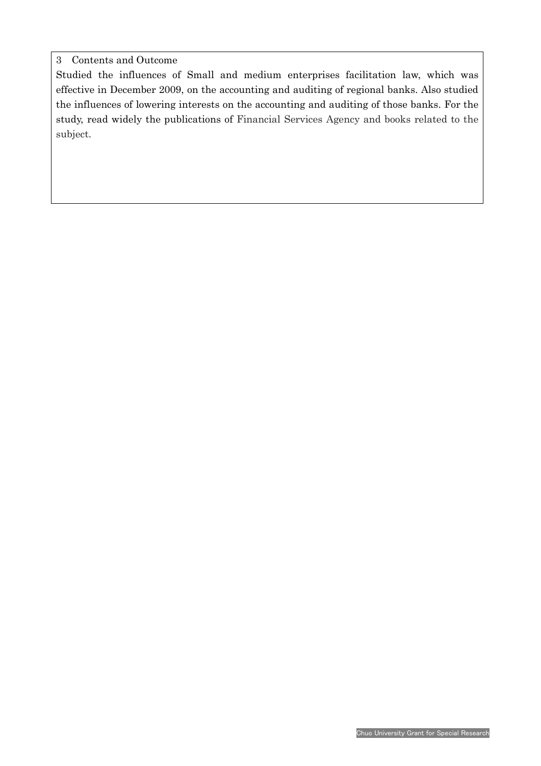3　Contents and Outcome

Studied the influences of Small and medium enterprises facilitation law, which was effective in December 2009, on the accounting and auditing of regional banks. Also studied the influences of lowering interests on the accounting and auditing of those banks. For the study, read widely the publications of Financial Services Agency and books related to the subject.